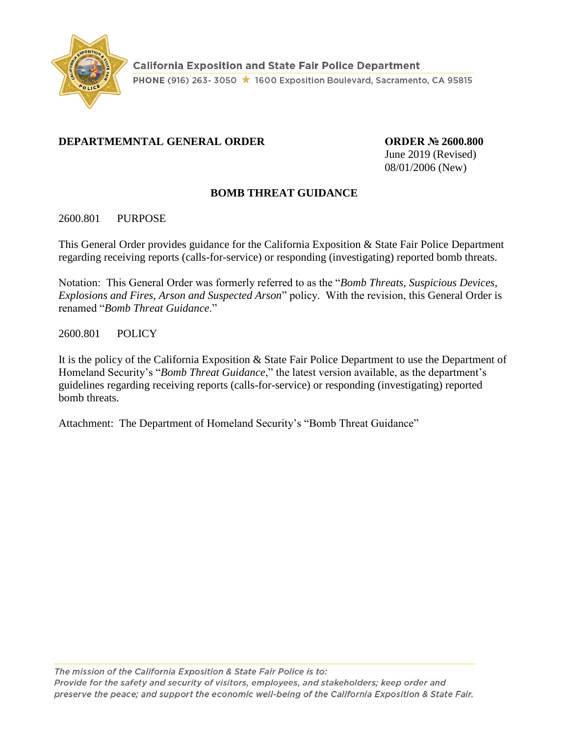California Exposition and State Fair Police Department

PHONE (916) 263- 3050 ★ 1600 Exposition Boulevard, Sacramento, CA 95815

**DEPARTMEMNTAL GENERAL ORDER**

**ORDER № 2600.800**
June 2019 (Revised)
08/01/2006 (New)

## BOMB THREAT GUIDANCE

2600.801 PURPOSE

This General Order provides guidance for the California Exposition & State Fair Police Department regarding receiving reports (calls-for-service) or responding (investigating) reported bomb threats.

Notation: This General Order was formerly referred to as the "*Bomb Threats, Suspicious Devices, Explosions and Fires, Arson and Suspected Arson*" policy. With the revision, this General Order is renamed "*Bomb Threat Guidance*."

2600.801 POLICY

It is the policy of the California Exposition & State Fair Police Department to use the Department of Homeland Security's "*Bomb Threat Guidance*," the latest version available, as the department's guidelines regarding receiving reports (calls-for-service) or responding (investigating) reported bomb threats.

Attachment: The Department of Homeland Security's "Bomb Threat Guidance"

*The mission of the California Exposition & State Fair Police is to:*
*Provide for the safety and security of visitors, employees, and stakeholders; keep order and preserve the peace; and support the economic well-being of the California Exposition & State Fair.*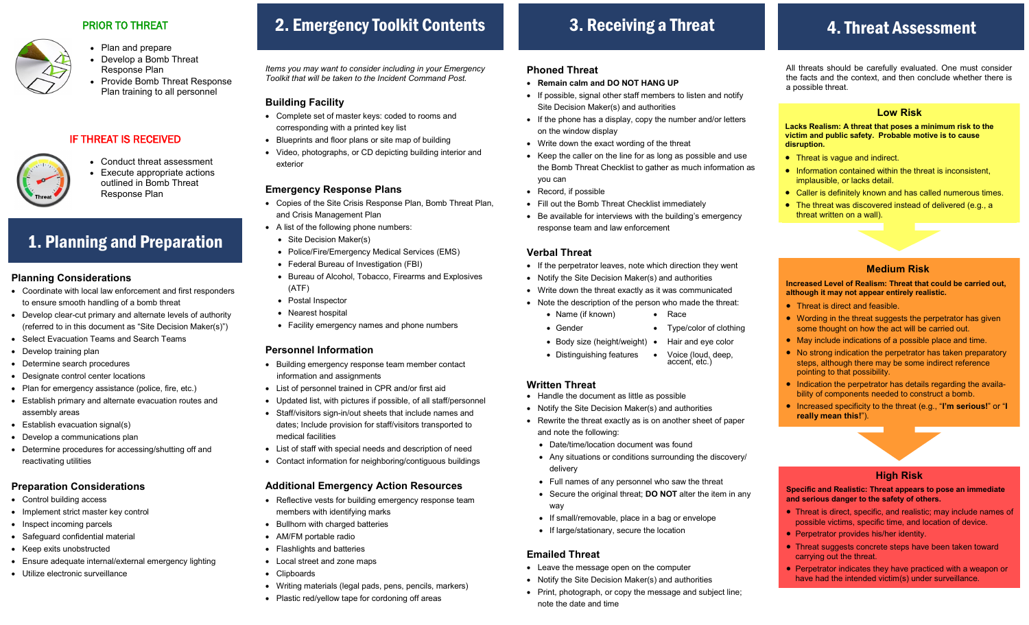## PRIOR TO THREAT

- Plan and prepare
- Develop a Bomb Threat Response Plan
- Provide Bomb Threat Response Plan training to all personnel

## IF THREAT IS RECEIVED

- Conduct threat assessment
- Execute appropriate actions outlined in Bomb Threat Response Plan

# 1. Planning and Preparation

### Planning Considerations

- Coordinate with local law enforcement and first responders to ensure smooth handling of a bomb threat
- Develop clear-cut primary and alternate levels of authority (referred to in this document as "Site Decision Maker(s)")
- Select Evacuation Teams and Search Teams
- Develop training plan
- Determine search procedures
- Designate control center locations
- Plan for emergency assistance (police, fire, etc.)
- Establish primary and alternate evacuation routes and assembly areas
- Establish evacuation signal(s)
- Develop a communications plan
- Determine procedures for accessing/shutting off and reactivating utilities

### Preparation Considerations

- Control building access
- Implement strict master key control
- Inspect incoming parcels
- Safeguard confidential material
- Keep exits unobstructed
- Ensure adequate internal/external emergency lighting
- Utilize electronic surveillance

# 2. Emergency Toolkit Contents

*Items you may want to consider including in your Emergency Toolkit that will be taken to the Incident Command Post.*

### Building Facility

- Complete set of master keys: coded to rooms and corresponding with a printed key list
- Blueprints and floor plans or site map of building
- Video, photographs, or CD depicting building interior and exterior

### Emergency Response Plans

- Copies of the Site Crisis Response Plan, Bomb Threat Plan, and Crisis Management Plan
- A list of the following phone numbers:
  - Site Decision Maker(s)
  - Police/Fire/Emergency Medical Services (EMS)
  - Federal Bureau of Investigation (FBI)
  - Bureau of Alcohol, Tobacco, Firearms and Explosives (ATF)
  - Postal Inspector
  - Nearest hospital
  - Facility emergency names and phone numbers

### Personnel Information

- Building emergency response team member contact information and assignments
- List of personnel trained in CPR and/or first aid
- Updated list, with pictures if possible, of all staff/personnel
- Staff/visitors sign-in/out sheets that include names and dates; Include provision for staff/visitors transported to medical facilities
- List of staff with special needs and description of need
- Contact information for neighboring/contiguous buildings

### Additional Emergency Action Resources

- Reflective vests for building emergency response team members with identifying marks
- Bullhorn with charged batteries
- AM/FM portable radio
- Flashlights and batteries
- Local street and zone maps
- Clipboards
- Writing materials (legal pads, pens, pencils, markers)
- Plastic red/yellow tape for cordoning off areas

# 3. Receiving a Threat

### Phoned Threat

- **Remain calm and DO NOT HANG UP**
- If possible, signal other staff members to listen and notify Site Decision Maker(s) and authorities
- If the phone has a display, copy the number and/or letters on the window display
- Write down the exact wording of the threat
- Keep the caller on the line for as long as possible and use the Bomb Threat Checklist to gather as much information as you can
- Record, if possible
- Fill out the Bomb Threat Checklist immediately
- Be available for interviews with the building's emergency response team and law enforcement

### Verbal Threat

- If the perpetrator leaves, note which direction they went
- Notify the Site Decision Maker(s) and authorities
- Write down the threat exactly as it was communicated
- Note the description of the person who made the threat:
  - Name (if known)
  - Race
  - Gender
  - Type/color of clothing
  - Body size (height/weight)
  - Hair and eye color
  - Distinguishing features
  - Voice (loud, deep, accent, etc.)

### Written Threat

- Handle the document as little as possible
- Notify the Site Decision Maker(s) and authorities
- Rewrite the threat exactly as is on another sheet of paper and note the following:
  - Date/time/location document was found
  - Any situations or conditions surrounding the discovery/delivery
  - Full names of any personnel who saw the threat
  - Secure the original threat; **DO NOT** alter the item in any way
  - If small/removable, place in a bag or envelope
  - If large/stationary, secure the location

### Emailed Threat

- Leave the message open on the computer
- Notify the Site Decision Maker(s) and authorities
- Print, photograph, or copy the message and subject line; note the date and time

# 4. Threat Assessment

All threats should be carefully evaluated. One must consider the facts and the context, and then conclude whether there is a possible threat.

### Low Risk

**Lacks Realism: A threat that poses a minimum risk to the victim and public safety. Probable motive is to cause disruption.**

- Threat is vague and indirect.
- Information contained within the threat is inconsistent, implausible, or lacks detail.
- Caller is definitely known and has called numerous times.
- The threat was discovered instead of delivered (e.g., a threat written on a wall).

### Medium Risk

**Increased Level of Realism: Threat that could be carried out, although it may not appear entirely realistic.**

- Threat is direct and feasible.
- Wording in the threat suggests the perpetrator has given some thought on how the act will be carried out.
- May include indications of a possible place and time.
- No strong indication the perpetrator has taken preparatory steps, although there may be some indirect reference pointing to that possibility.
- Indication the perpetrator has details regarding the availability of components needed to construct a bomb.
- Increased specificity to the threat (e.g., "**I'm serious!**" or "**I really mean this!**").

### High Risk

**Specific and Realistic: Threat appears to pose an immediate and serious danger to the safety of others.**

- Threat is direct, specific, and realistic; may include names of possible victims, specific time, and location of device.
- Perpetrator provides his/her identity.
- Threat suggests concrete steps have been taken toward carrying out the threat.
- Perpetrator indicates they have practiced with a weapon or have had the intended victim(s) under surveillance.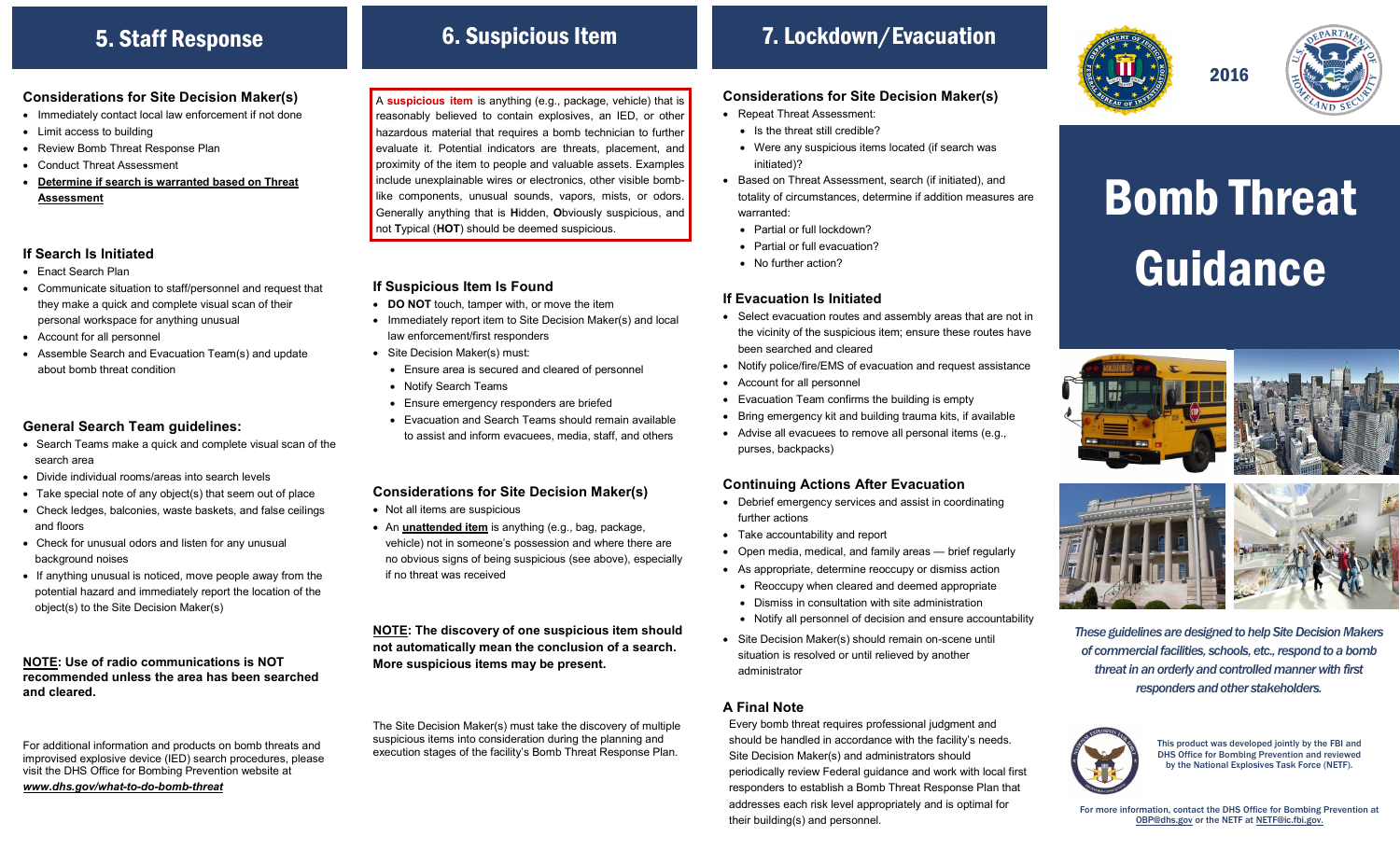## 5. Staff Response

### Considerations for Site Decision Maker(s)

- Immediately contact local law enforcement if not done
- Limit access to building
- Review Bomb Threat Response Plan
- Conduct Threat Assessment
- **Determine if search is warranted based on Threat Assessment**

### If Search Is Initiated

- Enact Search Plan
- Communicate situation to staff/personnel and request that they make a quick and complete visual scan of their personal workspace for anything unusual
- Account for all personnel
- Assemble Search and Evacuation Team(s) and update about bomb threat condition

### General Search Team guidelines:

- Search Teams make a quick and complete visual scan of the search area
- Divide individual rooms/areas into search levels
- Take special note of any object(s) that seem out of place
- Check ledges, balconies, waste baskets, and false ceilings and floors
- Check for unusual odors and listen for any unusual background noises
- If anything unusual is noticed, move people away from the potential hazard and immediately report the location of the object(s) to the Site Decision Maker(s)

**NOTE: Use of radio communications is NOT recommended unless the area has been searched and cleared.**

For additional information and products on bomb threats and improvised explosive device (IED) search procedures, please visit the DHS Office for Bombing Prevention website at ***www.dhs.gov/what-to-do-bomb-threat***

## 6. Suspicious Item

A **suspicious item** is anything (e.g., package, vehicle) that is reasonably believed to contain explosives, an IED, or other hazardous material that requires a bomb technician to further evaluate it. Potential indicators are threats, placement, and proximity of the item to people and valuable assets. Examples include unexplainable wires or electronics, other visible bomb-like components, unusual sounds, vapors, mists, or odors. Generally anything that is **H**idden, **O**bviously suspicious, and not **T**ypical (**HOT**) should be deemed suspicious.

### If Suspicious Item Is Found

- **DO NOT** touch, tamper with, or move the item
- Immediately report item to Site Decision Maker(s) and local law enforcement/first responders
- Site Decision Maker(s) must:
  - Ensure area is secured and cleared of personnel
  - Notify Search Teams
  - Ensure emergency responders are briefed
  - Evacuation and Search Teams should remain available to assist and inform evacuees, media, staff, and others

### Considerations for Site Decision Maker(s)

- Not all items are suspicious
- An **unattended item** is anything (e.g., bag, package, vehicle) not in someone's possession and where there are no obvious signs of being suspicious (see above), especially if no threat was received

**NOTE: The discovery of one suspicious item should not automatically mean the conclusion of a search. More suspicious items may be present.**

The Site Decision Maker(s) must take the discovery of multiple suspicious items into consideration during the planning and execution stages of the facility's Bomb Threat Response Plan.

## 7. Lockdown/Evacuation

### Considerations for Site Decision Maker(s)

- Repeat Threat Assessment:
  - Is the threat still credible?
  - Were any suspicious items located (if search was initiated)?
- Based on Threat Assessment, search (if initiated), and totality of circumstances, determine if addition measures are warranted:
  - Partial or full lockdown?
  - Partial or full evacuation?
  - No further action?

### If Evacuation Is Initiated

- Select evacuation routes and assembly areas that are not in the vicinity of the suspicious item; ensure these routes have been searched and cleared
- Notify police/fire/EMS of evacuation and request assistance
- Account for all personnel
- Evacuation Team confirms the building is empty
- Bring emergency kit and building trauma kits, if available
- Advise all evacuees to remove all personal items (e.g., purses, backpacks)

### Continuing Actions After Evacuation

- Debrief emergency services and assist in coordinating further actions
- Take accountability and report
- Open media, medical, and family areas — brief regularly
- As appropriate, determine reoccupy or dismiss action
  - Reoccupy when cleared and deemed appropriate
  - Dismiss in consultation with site administration
  - Notify all personnel of decision and ensure accountability
- Site Decision Maker(s) should remain on-scene until situation is resolved or until relieved by another administrator

### A Final Note

Every bomb threat requires professional judgment and should be handled in accordance with the facility's needs. Site Decision Maker(s) and administrators should periodically review Federal guidance and work with local first responders to establish a Bomb Threat Response Plan that addresses each risk level appropriately and is optimal for their building(s) and personnel.

2016

# Bomb Threat Guidance

*These guidelines are designed to help Site Decision Makers of commercial facilities, schools, etc., respond to a bomb threat in an orderly and controlled manner with first responders and other stakeholders.*

**This product was developed jointly by the FBI and DHS Office for Bombing Prevention and reviewed by the National Explosives Task Force (NETF).**

For more information, contact the DHS Office for Bombing Prevention at OBP@dhs.gov or the NETF at NETF@ic.fbi.gov.